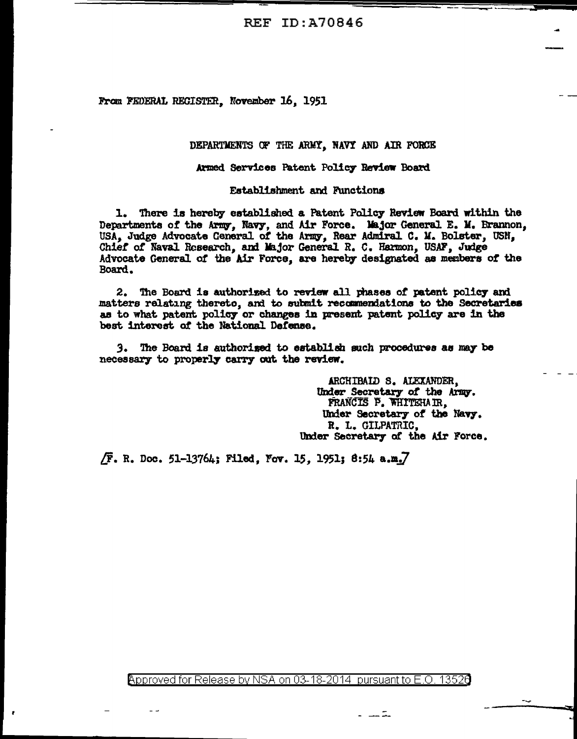From FEDERAL REGISTER, November 16, 1951

DEPARTMENTS OF THE ARMY, NAVY AND AIR FORCE

Armed Services Patent Policy Review Board

Establishment and Functions

1. There is hereby established a Patent Policy Review Board within the Departments of the Army, Navy, and Air Force. Major General E. M. Brannon, USA, Judge Advocate General of the Army, Rear Admiral C. M. Bolster, USN, Chief of Naval Research, and Major General R. C. Harmon, USAF, Judge Advocate General of the Air Force, are hereby designated as members of the Board.

2. The Board is authorized to review all phases of patent policy and matters relating thereto, and to submit recommendations to the Secretaries as to what patent policy or changes in present patent policy are in the best interest of the National Defense.

3. The Board is authorized to establish such procedures as may be necessary to properly carry out the review.

ARCHIBALD S. ALEXANDER,
Under Secretary of the Army.
FRANCIS P. WHITEHAIR,
Under Secretary of the Navy.
R. L. GILPATRIC,
Under Secretary of the Air Force.

/F. R. Doc. 51-13764; Filed, Nov. 15, 1951; 8:54 a.m./

Approved for Release by NSA on 03-18-2014 pursuant to E.O. 13526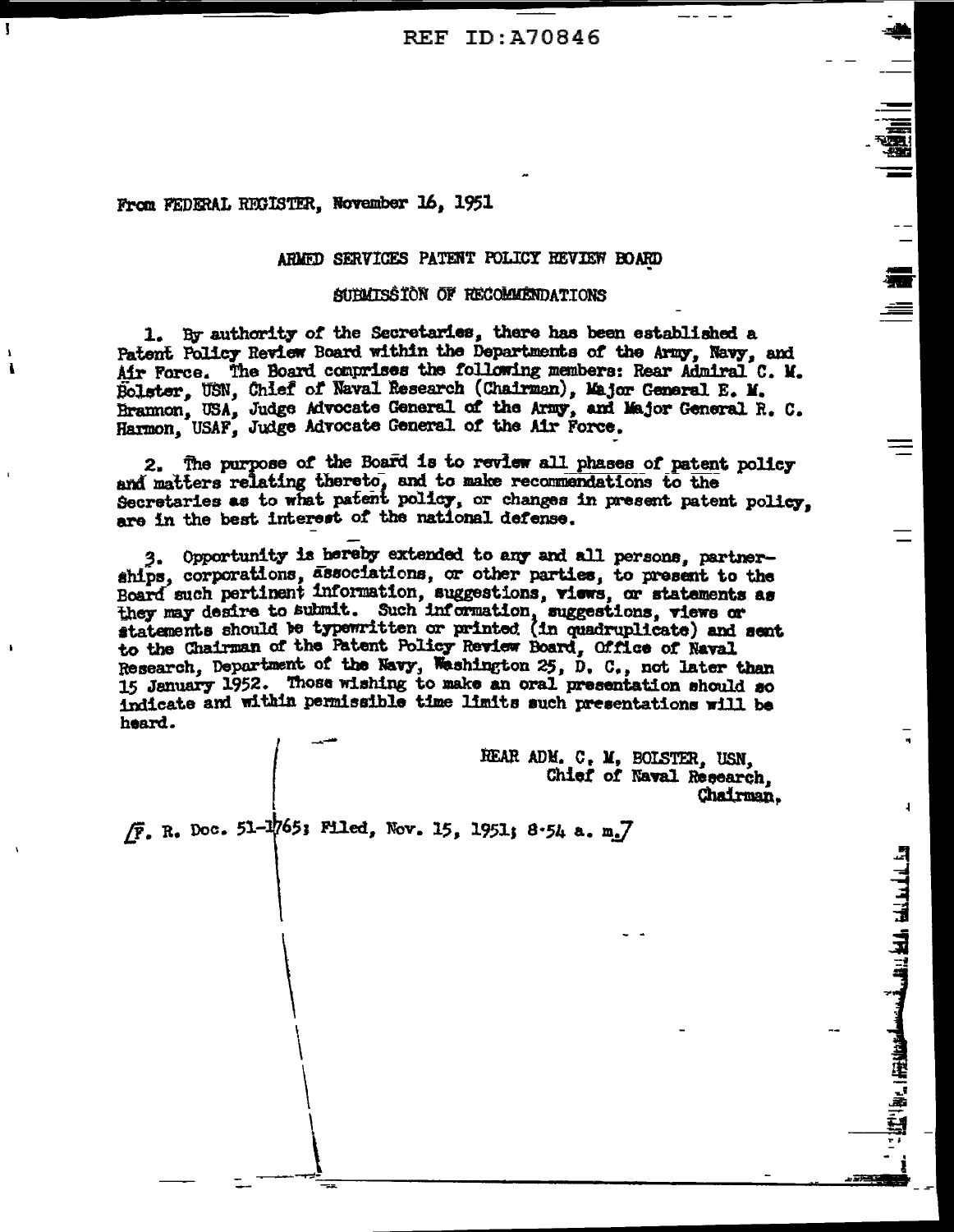REF ID:A70846

From FEDERAL REGISTER, November 16, 1951

ARMED SERVICES PATENT POLICY REVIEW BOARD

SUBMISSION OF RECOMMENDATIONS

1. By authority of the Secretaries, there has been established a Patent Policy Review Board within the Departments of the Army, Navy, and Air Force. The Board comprises the following members: Rear Admiral C. M. Bolster, USN, Chief of Naval Research (Chairman), Major General E. M. Brannon, USA, Judge Advocate General of the Army, and Major General R. C. Harmon, USAF, Judge Advocate General of the Air Force.

2. The purpose of the Board is to review all phases of patent policy and matters relating thereto, and to make recommendations to the Secretaries as to what patent policy, or changes in present patent policy, are in the best interest of the national defense.

3. Opportunity is hereby extended to any and all persons, partnerships, corporations, associations, or other parties, to present to the Board such pertinent information, suggestions, views, or statements as they may desire to submit. Such information, suggestions, views or statements should be typewritten or printed (in quadruplicate) and sent to the Chairman of the Patent Policy Review Board, Office of Naval Research, Department of the Navy, Washington 25, D. C., not later than 15 January 1952. Those wishing to make an oral presentation should so indicate and within permissible time limits such presentations will be heard.

REAR ADM. C. M. BOLSTER, USN,
Chief of Naval Research,
Chairman.

[F. R. Doc. 51-13765; Filed, Nov. 15, 1951; 8:54 a. m.]